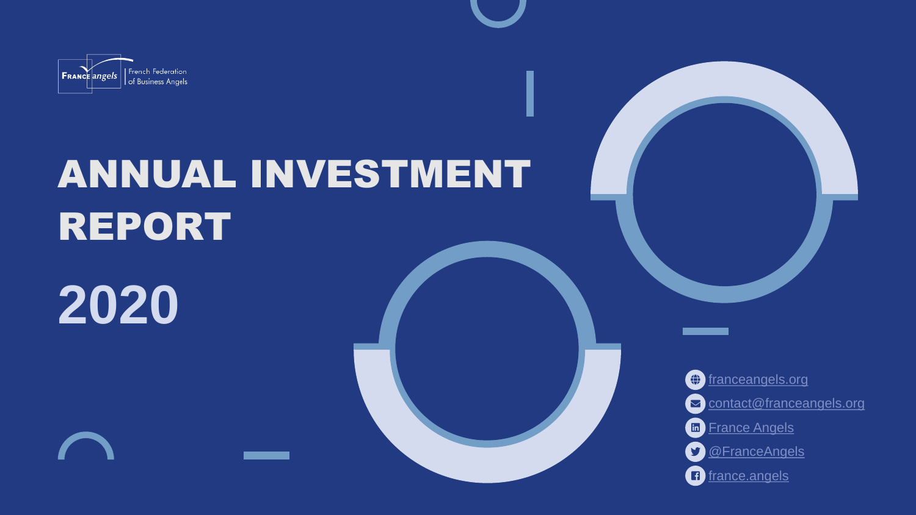FRANCE angels | French Federation of Business Angels

# ANNUAL INVESTMENT REPORT

# 2020

franceangels.org

contact@franceangels.org

France Angels

@FranceAngels

france.angels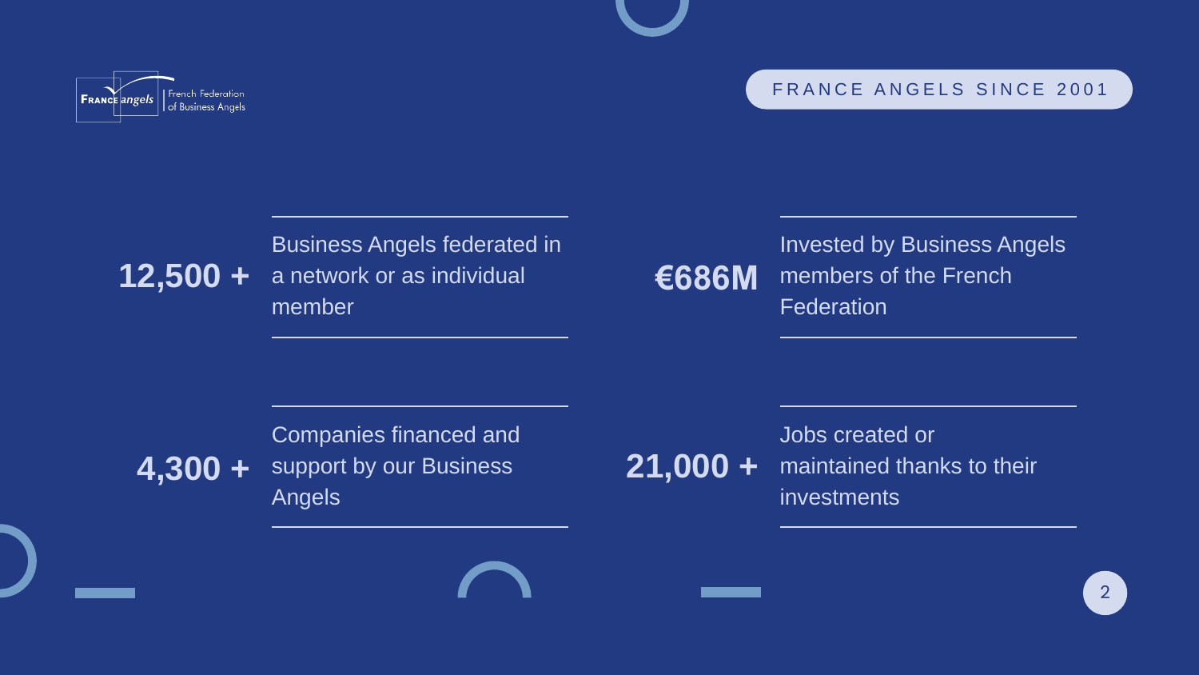France angels | French Federation of Business Angels

## FRANCE ANGELS SINCE 2001

**12,500 +** Business Angels federated in a network or as individual member

**€686M** Invested by Business Angels members of the French Federation

**4,300 +** Companies financed and support by our Business Angels

**21,000 +** Jobs created or maintained thanks to their investments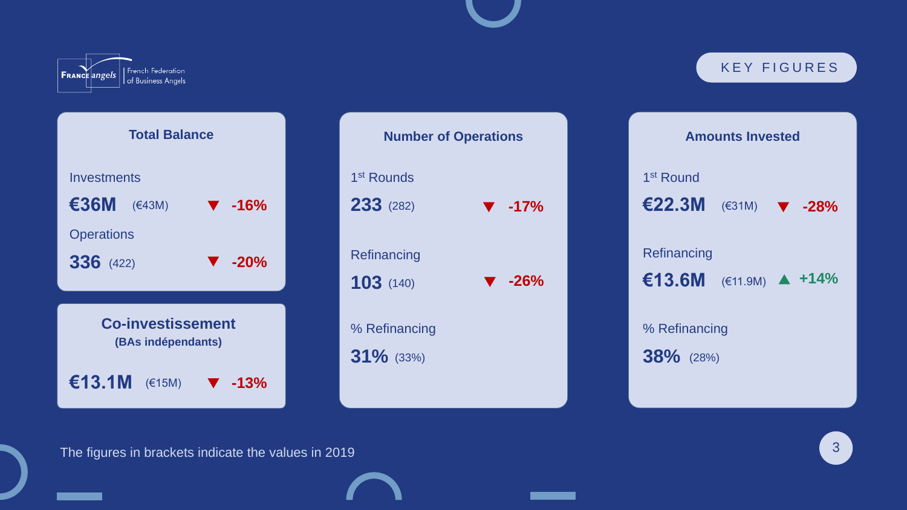France angels | French Federation of Business Angels

## KEY FIGURES

### Total Balance

Investments

**€36M** (€43M) ▼ -16%

Operations

**336** (422) ▼ -20%

### Co-investissement
**(BAs indépendants)**

**€13.1M** (€15M) ▼ -13%

### Number of Operations

1st Rounds

**233** (282) ▼ -17%

Refinancing

**103** (140) ▼ -26%

% Refinancing

**31%** (33%)

### Amounts Invested

1st Round

**€22.3M** (€31M) ▼ -28%

Refinancing

**€13.6M** (€11.9M) ▲ +14%

% Refinancing

**38%** (28%)

The figures in brackets indicate the values in 2019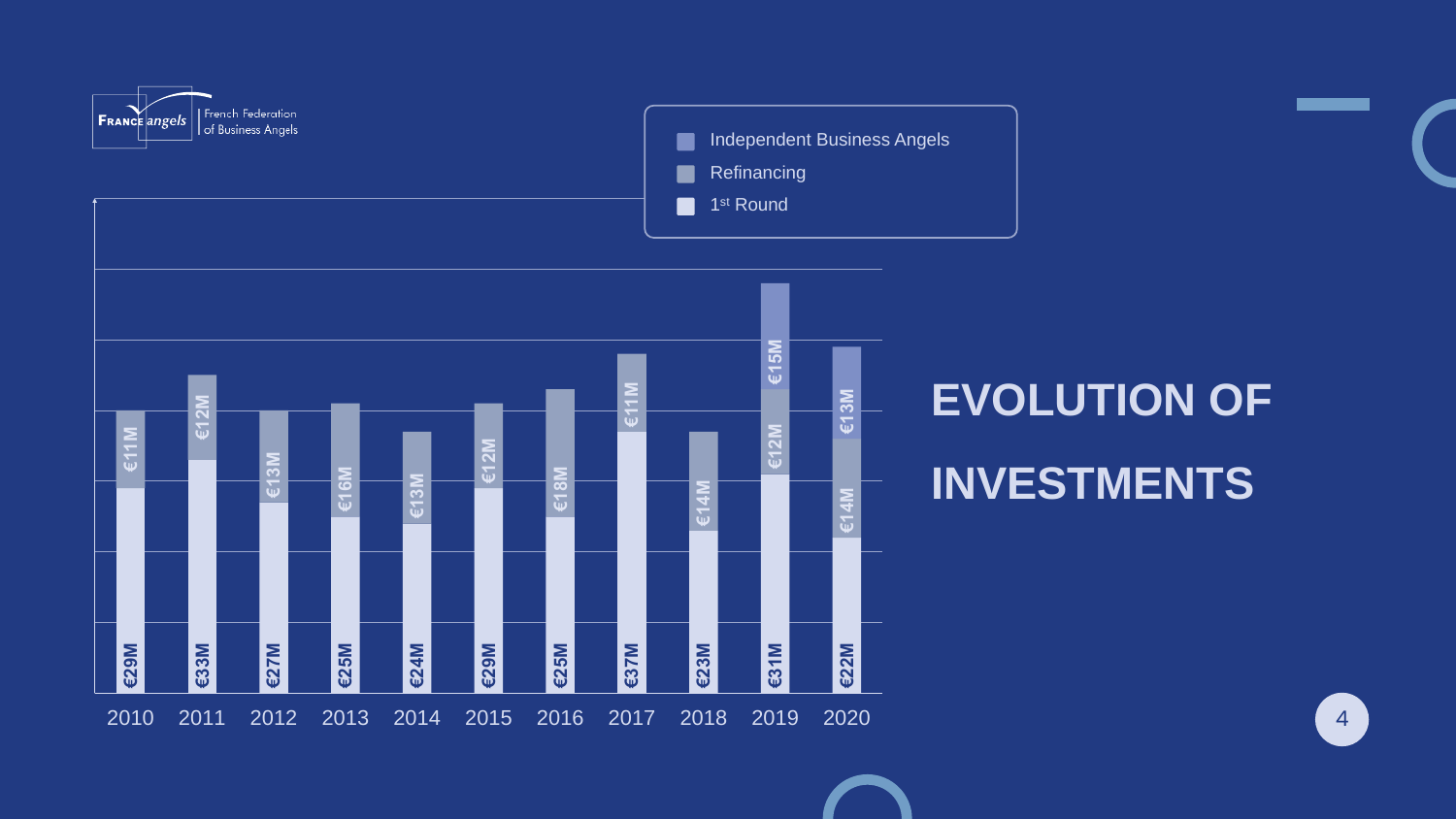France angels | French Federation of Business Angels

# EVOLUTION OF INVESTMENTS

| Year | 1st Round | Refinancing | Independent Business Angels |
|---|---|---|---|
| 2010 | €29M | €11M | |
| 2011 | €33M | €12M | |
| 2012 | €27M | €13M | |
| 2013 | €25M | €16M | |
| 2014 | €24M | €13M | |
| 2015 | €29M | €12M | |
| 2016 | €25M | €18M | |
| 2017 | €37M | €11M | |
| 2018 | €23M | €14M | |
| 2019 | €31M | €12M | €15M |
| 2020 | €22M | €14M | €13M |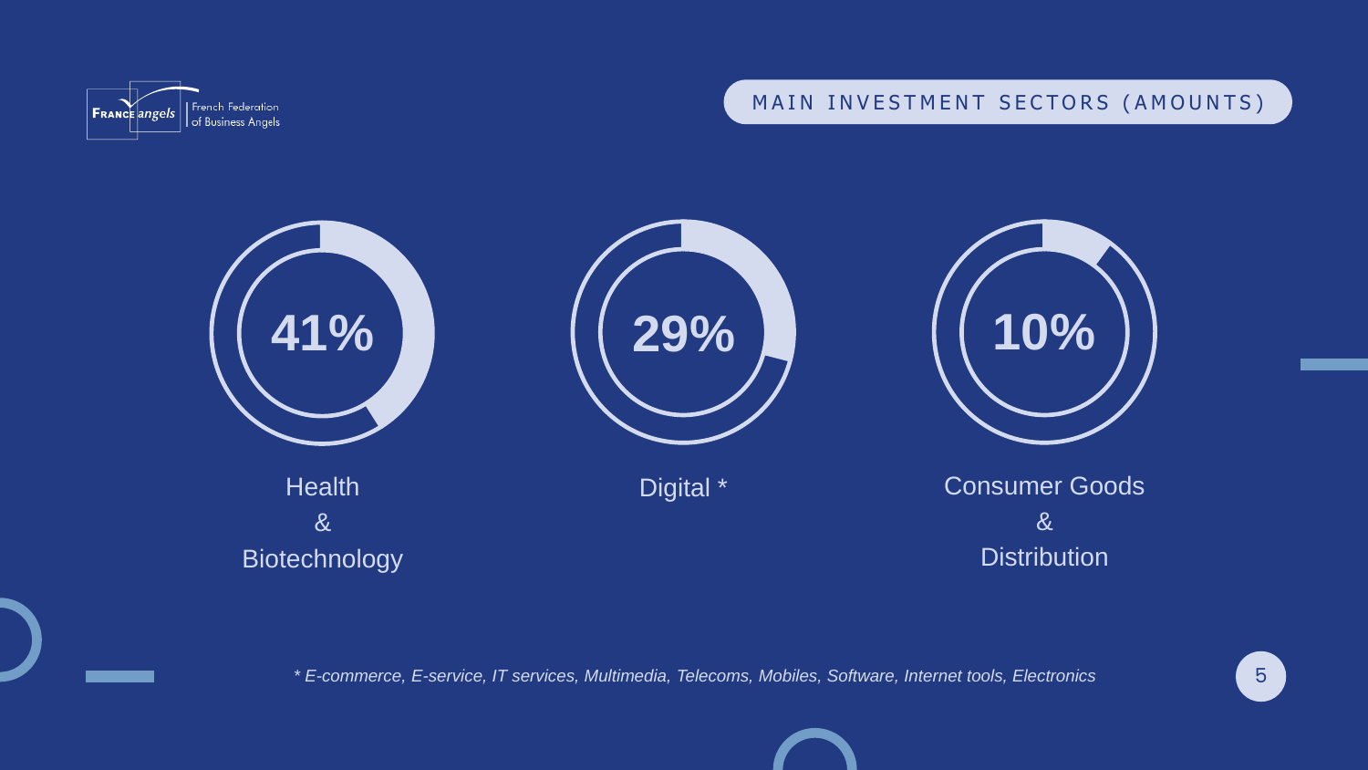# MAIN INVESTMENT SECTORS (AMOUNTS)

**41%**

Health
&
Biotechnology

**29%**

Digital *

**10%**

Consumer Goods
&
Distribution

*\* E-commerce, E-service, IT services, Multimedia, Telecoms, Mobiles, Software, Internet tools, Electronics*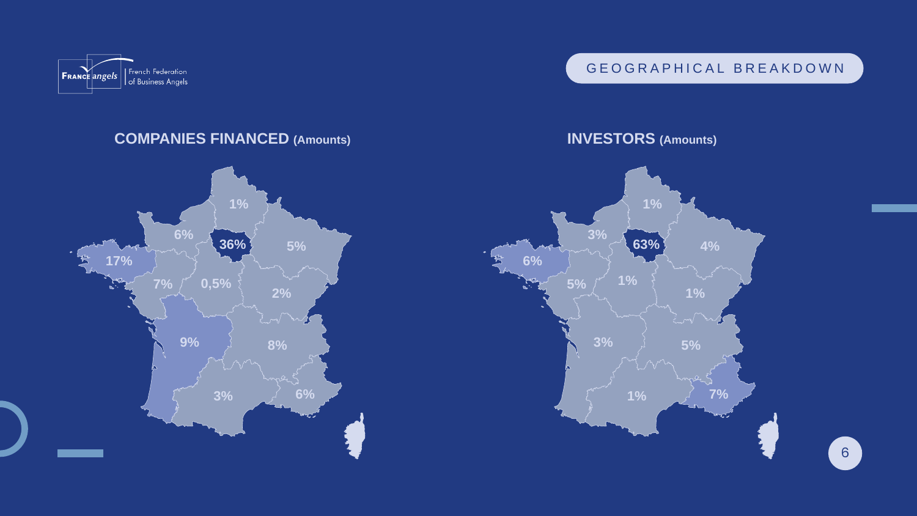# GEOGRAPHICAL BREAKDOWN

## COMPANIES FINANCED (Amounts)

1%

6%

36%

5%

17%

7%

0,5%

2%

9%

8%

3%

6%

## INVESTORS (Amounts)

1%

3%

63%

4%

6%

5%

1%

1%

3%

5%

1%

7%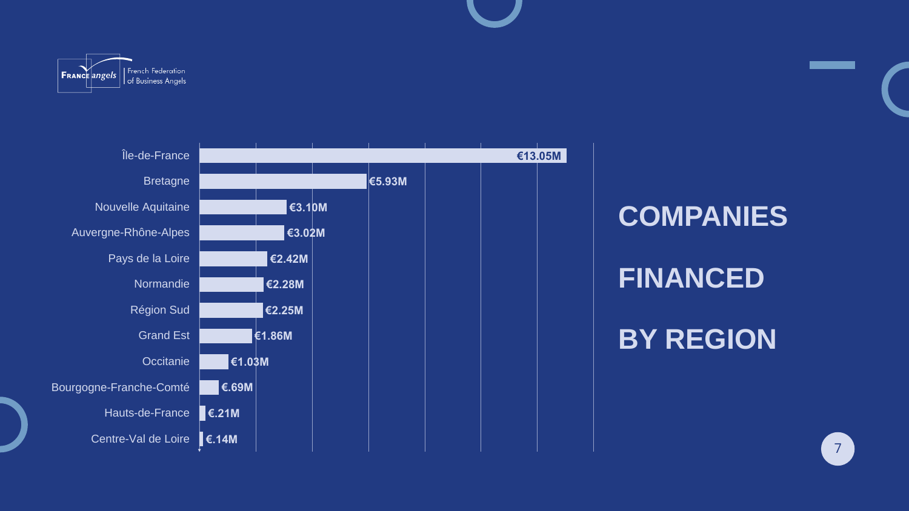France angels | French Federation of Business Angels

# COMPANIES FINANCED BY REGION

| Region | Amount |
| --- | --- |
| Île-de-France | €13.05M |
| Bretagne | €5.93M |
| Nouvelle Aquitaine | €3.10M |
| Auvergne-Rhône-Alpes | €3.02M |
| Pays de la Loire | €2.42M |
| Normandie | €2.28M |
| Région Sud | €2.25M |
| Grand Est | €1.86M |
| Occitanie | €1.03M |
| Bourgogne-Franche-Comté | €.69M |
| Hauts-de-France | €.21M |
| Centre-Val de Loire | €.14M |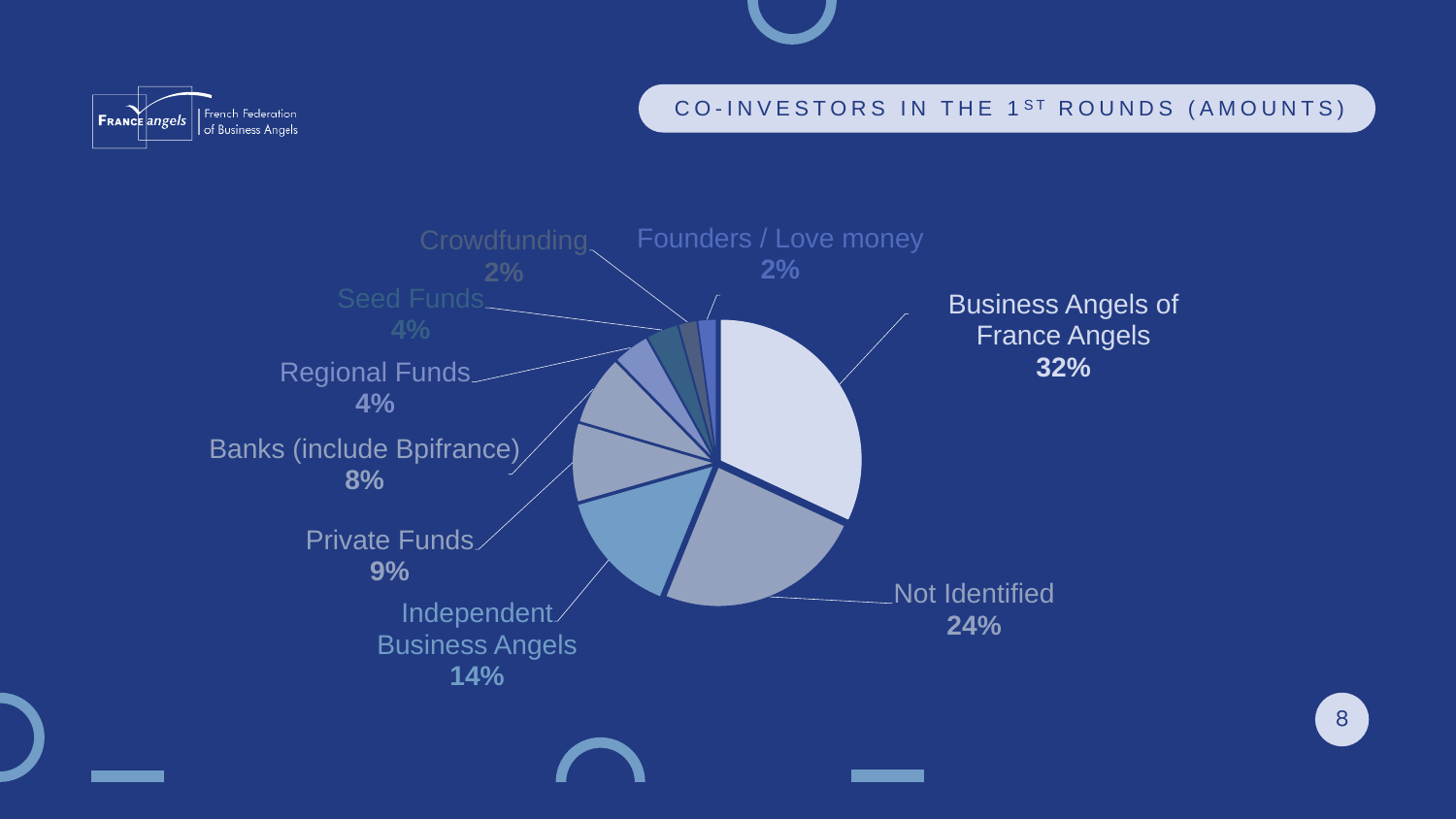# CO-INVESTORS IN THE 1ST ROUNDS (AMOUNTS)

Business Angels of France Angels
**32%**

Not Identified
**24%**

Independent Business Angels
**14%**

Private Funds
**9%**

Banks (include Bpifrance)
**8%**

Regional Funds
**4%**

Seed Funds
**4%**

Crowdfunding
**2%**

Founders / Love money
**2%**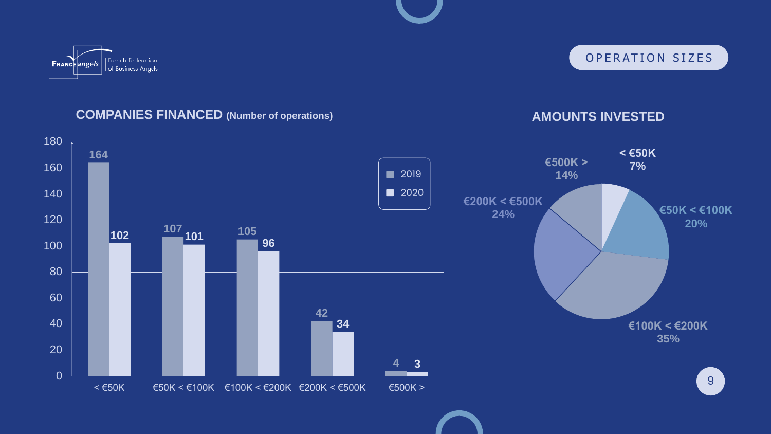FRANCE angels | French Federation of Business Angels

OPERATION SIZES

## COMPANIES FINANCED (Number of operations)

180
160
140
120
100
80
60
40
20
0

2019
2020

164
102
107
101
105
96
42
34
4
3

< €50K
€50K < €100K
€100K < €200K
€200K < €500K
€500K >

## AMOUNTS INVESTED

< €50K
7%

€50K < €100K
20%

€100K < €200K
35%

€200K < €500K
24%

€500K >
14%